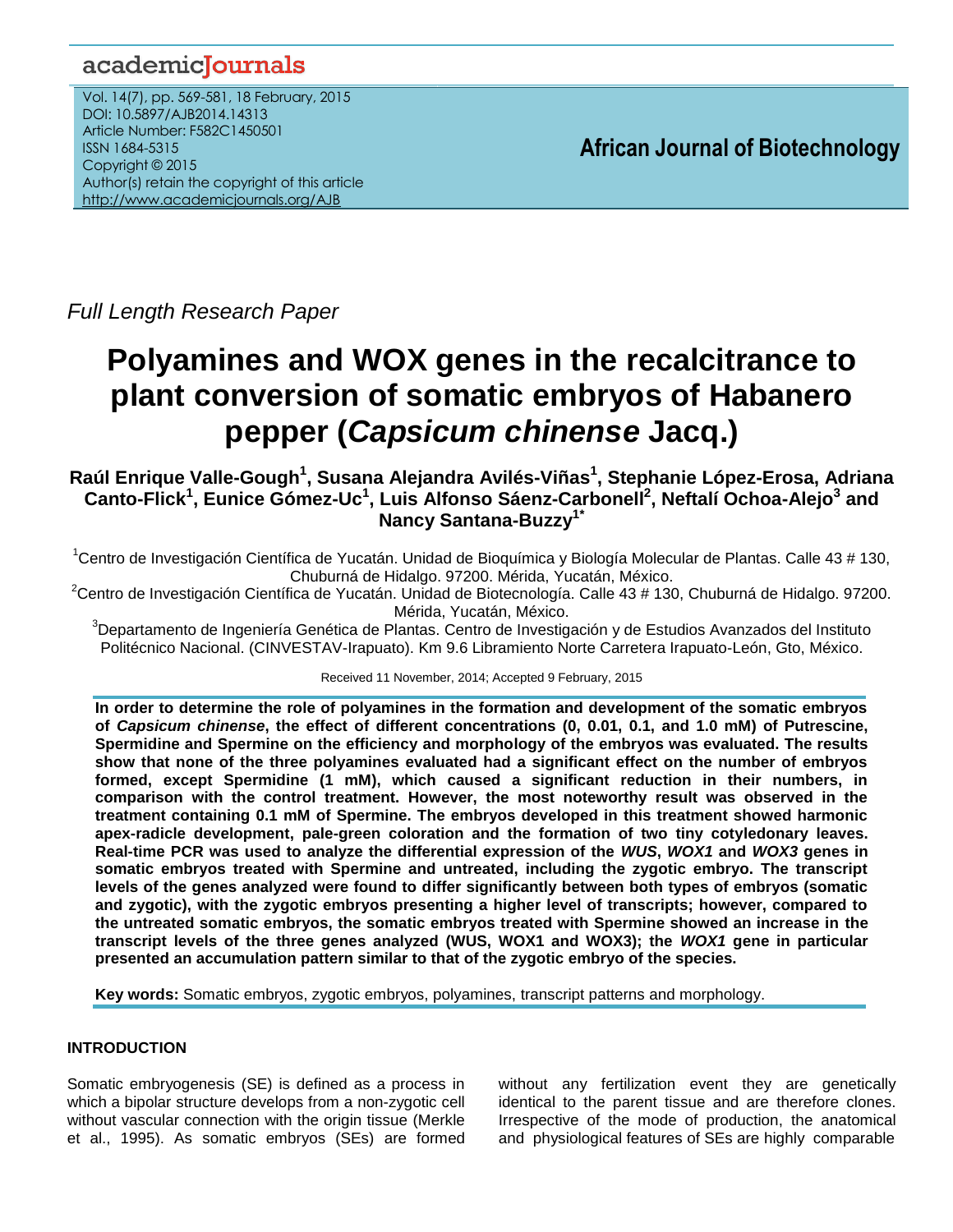Full Length Research Paper

# Polyamines and WOX genes in the recalcitrance to plant conversion of somatic embryos of Habanero pepper (*Capsicum chinense* Jacq.)

**Raúl Enrique Valle-Gough[1], Susana Alejandra Avilés-Viñas[1], Stephanie López-Erosa, Adriana Canto-Flick[1], Eunice Gómez-Uc[1], Luis Alfonso Sáenz-Carbonell[2], Neftalí Ochoa-Alejo[3] and Nancy Santana-Buzzy[1*]**

[1]Centro de Investigación Científica de Yucatán. Unidad de Bioquímica y Biología Molecular de Plantas. Calle 43 # 130, Chuburná de Hidalgo. 97200. Mérida, Yucatán, México.

[2]Centro de Investigación Científica de Yucatán. Unidad de Biotecnología. Calle 43 # 130, Chuburná de Hidalgo. 97200. Mérida, Yucatán, México.

[3]Departamento de Ingeniería Genética de Plantas. Centro de Investigación y de Estudios Avanzados del Instituto Politécnico Nacional. (CINVESTAV-Irapuato). Km 9.6 Libramiento Norte Carretera Irapuato-León, Gto, México.

Received 11 November, 2014; Accepted 9 February, 2015

**In order to determine the role of polyamines in the formation and development of the somatic embryos of *Capsicum chinense*, the effect of different concentrations (0, 0.01, 0.1, and 1.0 mM) of Putrescine, Spermidine and Spermine on the efficiency and morphology of the embryos was evaluated. The results show that none of the three polyamines evaluated had a significant effect on the number of embryos formed, except Spermidine (1 mM), which caused a significant reduction in their numbers, in comparison with the control treatment. However, the most noteworthy result was observed in the treatment containing 0.1 mM of Spermine. The embryos developed in this treatment showed harmonic apex-radicle development, pale-green coloration and the formation of two tiny cotyledonary leaves. Real-time PCR was used to analyze the differential expression of the *WUS*, *WOX1* and *WOX3* genes in somatic embryos treated with Spermine and untreated, including the zygotic embryo. The transcript levels of the genes analyzed were found to differ significantly between both types of embryos (somatic and zygotic), with the zygotic embryos presenting a higher level of transcripts; however, compared to the untreated somatic embryos, the somatic embryos treated with Spermine showed an increase in the transcript levels of the three genes analyzed (WUS, WOX1 and WOX3); the *WOX1* gene in particular presented an accumulation pattern similar to that of the zygotic embryo of the species.**

**Key words:** Somatic embryos, zygotic embryos, polyamines, transcript patterns and morphology.

## INTRODUCTION

Somatic embryogenesis (SE) is defined as a process in which a bipolar structure develops from a non-zygotic cell without vascular connection with the origin tissue (Merkle et al., 1995). As somatic embryos (SEs) are formed without any fertilization event they are genetically identical to the parent tissue and are therefore clones. Irrespective of the mode of production, the anatomical and physiological features of SEs are highly comparable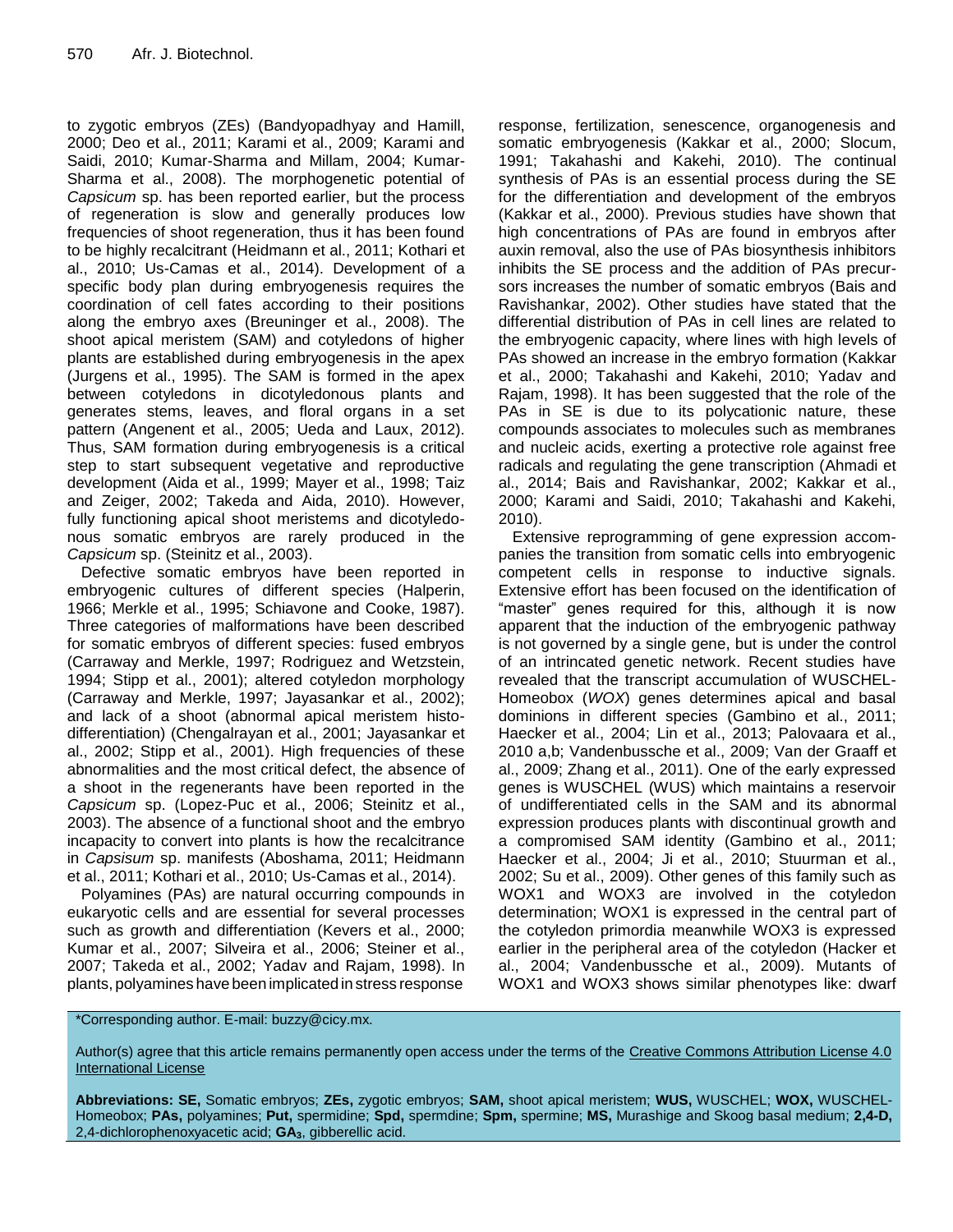to zygotic embryos (ZEs) (Bandyopadhyay and Hamill, 2000; Deo et al., 2011; Karami et al., 2009; Karami and Saidi, 2010; Kumar-Sharma and Millam, 2004; Kumar-Sharma et al., 2008). The morphogenetic potential of *Capsicum* sp. has been reported earlier, but the process of regeneration is slow and generally produces low frequencies of shoot regeneration, thus it has been found to be highly recalcitrant (Heidmann et al., 2011; Kothari et al., 2010; Us-Camas et al., 2014). Development of a specific body plan during embryogenesis requires the coordination of cell fates according to their positions along the embryo axes (Breuninger et al., 2008). The shoot apical meristem (SAM) and cotyledons of higher plants are established during embryogenesis in the apex (Jurgens et al., 1995). The SAM is formed in the apex between cotyledons in dicotyledonous plants and generates stems, leaves, and floral organs in a set pattern (Angenent et al., 2005; Ueda and Laux, 2012). Thus, SAM formation during embryogenesis is a critical step to start subsequent vegetative and reproductive development (Aida et al., 1999; Mayer et al., 1998; Taiz and Zeiger, 2002; Takeda and Aida, 2010). However, fully functioning apical shoot meristems and dicotyledonous somatic embryos are rarely produced in the *Capsicum* sp. (Steinitz et al., 2003).

Defective somatic embryos have been reported in embryogenic cultures of different species (Halperin, 1966; Merkle et al., 1995; Schiavone and Cooke, 1987). Three categories of malformations have been described for somatic embryos of different species: fused embryos (Carraway and Merkle, 1997; Rodriguez and Wetzstein, 1994; Stipp et al., 2001); altered cotyledon morphology (Carraway and Merkle, 1997; Jayasankar et al., 2002); and lack of a shoot (abnormal apical meristem histodifferentiation) (Chengalrayan et al., 2001; Jayasankar et al., 2002; Stipp et al., 2001). High frequencies of these abnormalities and the most critical defect, the absence of a shoot in the regenerants have been reported in the *Capsicum* sp. (Lopez-Puc et al., 2006; Steinitz et al., 2003). The absence of a functional shoot and the embryo incapacity to convert into plants is how the recalcitrance in *Capsisum* sp. manifests (Aboshama, 2011; Heidmann et al., 2011; Kothari et al., 2010; Us-Camas et al., 2014).

Polyamines (PAs) are natural occurring compounds in eukaryotic cells and are essential for several processes such as growth and differentiation (Kevers et al., 2000; Kumar et al., 2007; Silveira et al., 2006; Steiner et al., 2007; Takeda et al., 2002; Yadav and Rajam, 1998). In plants, polyamines have been implicated in stress response response, fertilization, senescence, organogenesis and somatic embryogenesis (Kakkar et al., 2000; Slocum, 1991; Takahashi and Kakehi, 2010). The continual synthesis of PAs is an essential process during the SE for the differentiation and development of the embryos (Kakkar et al., 2000). Previous studies have shown that high concentrations of PAs are found in embryos after auxin removal, also the use of PAs biosynthesis inhibitors inhibits the SE process and the addition of PAs precursors increases the number of somatic embryos (Bais and Ravishankar, 2002). Other studies have stated that the differential distribution of PAs in cell lines are related to the embryogenic capacity, where lines with high levels of PAs showed an increase in the embryo formation (Kakkar et al., 2000; Takahashi and Kakehi, 2010; Yadav and Rajam, 1998). It has been suggested that the role of the PAs in SE is due to its polycationic nature, these compounds associates to molecules such as membranes and nucleic acids, exerting a protective role against free radicals and regulating the gene transcription (Ahmadi et al., 2014; Bais and Ravishankar, 2002; Kakkar et al., 2000; Karami and Saidi, 2010; Takahashi and Kakehi, 2010).

Extensive reprogramming of gene expression accompanies the transition from somatic cells into embryogenic competent cells in response to inductive signals. Extensive effort has been focused on the identification of "master" genes required for this, although it is now apparent that the induction of the embryogenic pathway is not governed by a single gene, but is under the control of an intrincated genetic network. Recent studies have revealed that the transcript accumulation of WUSCHEL-Homeobox (*WOX*) genes determines apical and basal dominions in different species (Gambino et al., 2011; Haecker et al., 2004; Lin et al., 2013; Palovaara et al., 2010 a,b; Vandenbussche et al., 2009; Van der Graaff et al., 2009; Zhang et al., 2011). One of the early expressed genes is WUSCHEL (WUS) which maintains a reservoir of undifferentiated cells in the SAM and its abnormal expression produces plants with discontinual growth and a compromised SAM identity (Gambino et al., 2011; Haecker et al., 2004; Ji et al., 2010; Stuurman et al., 2002; Su et al., 2009). Other genes of this family such as WOX1 and WOX3 are involved in the cotyledon determination; WOX1 is expressed in the central part of the cotyledon primordia meanwhile WOX3 is expressed earlier in the peripheral area of the cotyledon (Hacker et al., 2004; Vandenbussche et al., 2009). Mutants of WOX1 and WOX3 shows similar phenotypes like: dwarf

\*Corresponding author. E-mail: buzzy@cicy.mx.

Author(s) agree that this article remains permanently open access under the terms of the Creative Commons Attribution License 4.0 International License

**Abbreviations: SE,** Somatic embryos; **ZEs,** zygotic embryos; **SAM,** shoot apical meristem; **WUS,** WUSCHEL; **WOX,** WUSCHEL-Homeobox; **PAs,** polyamines; **Put,** spermidine; **Spd,** spermdine; **Spm,** spermine; **MS,** Murashige and Skoog basal medium; **2,4-D,** 2,4-dichlorophenoxyacetic acid; **$GA_3$,** gibberellic acid.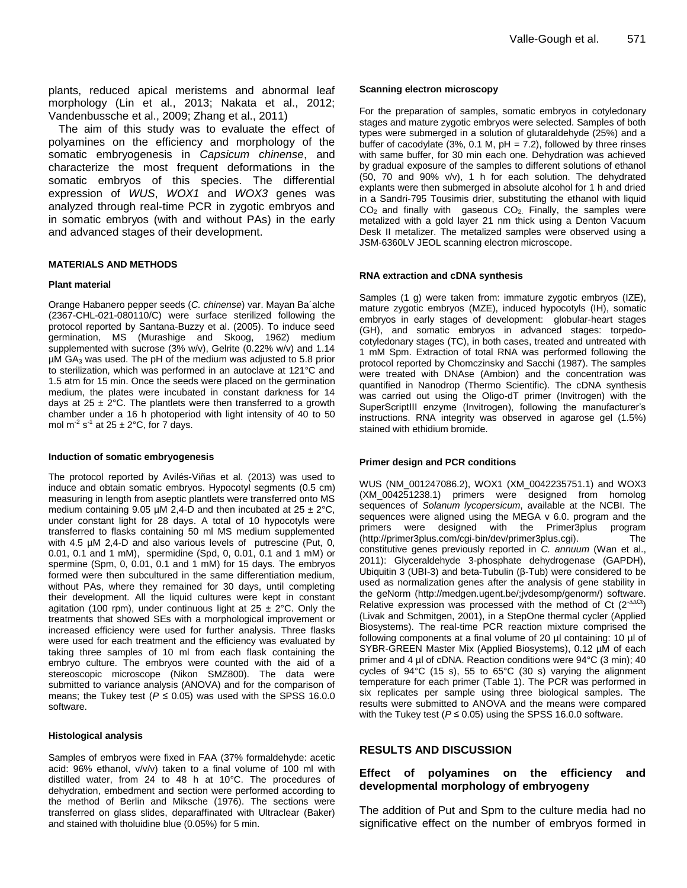plants, reduced apical meristems and abnormal leaf morphology (Lin et al., 2013; Nakata et al., 2012; Vandenbussche et al., 2009; Zhang et al., 2011)

The aim of this study was to evaluate the effect of polyamines on the efficiency and morphology of the somatic embryogenesis in *Capsicum chinense*, and characterize the most frequent deformations in the somatic embryos of this species. The differential expression of *WUS*, *WOX1* and *WOX3* genes was analyzed through real-time PCR in zygotic embryos and in somatic embryos (with and without PAs) in the early and advanced stages of their development.

## MATERIALS AND METHODS

### Plant material

Orange Habanero pepper seeds (*C. chinense*) var. Mayan Ba´alche (2367-CHL-021-080110/C) were surface sterilized following the protocol reported by Santana-Buzzy et al. (2005). To induce seed germination, MS (Murashige and Skoog, 1962) medium supplemented with sucrose (3% w/v), Gelrite (0.22% w/v) and 1.14 µM $GA_3$ was used. The pH of the medium was adjusted to 5.8 prior to sterilization, which was performed in an autoclave at 121°C and 1.5 atm for 15 min. Once the seeds were placed on the germination medium, the plates were incubated in constant darkness for 14 days at 25 ± 2°C. The plantlets were then transferred to a growth chamber under a 16 h photoperiod with light intensity of 40 to 50 mol $m^{-2}$ $s^{-1}$ at 25 ± 2°C, for 7 days.

### Induction of somatic embryogenesis

The protocol reported by Avilés-Viñas et al. (2013) was used to induce and obtain somatic embryos. Hypocotyl segments (0.5 cm) measuring in length from aseptic plantlets were transferred onto MS medium containing 9.05 µM 2,4-D and then incubated at 25 ± 2°C, under constant light for 28 days. A total of 10 hypocotyls were transferred to flasks containing 50 ml MS medium supplemented with 4.5 µM 2,4-D and also various levels of putrescine (Put, 0, 0.01, 0.1 and 1 mM), spermidine (Spd, 0, 0.01, 0.1 and 1 mM) or spermine (Spm, 0, 0.01, 0.1 and 1 mM) for 15 days. The embryos formed were then subcultured in the same differentiation medium, without PAs, where they remained for 30 days, until completing their development. All the liquid cultures were kept in constant agitation (100 rpm), under continuous light at 25 ± 2°C. Only the treatments that showed SEs with a morphological improvement or increased efficiency were used for further analysis. Three flasks were used for each treatment and the efficiency was evaluated by taking three samples of 10 ml from each flask containing the embryo culture. The embryos were counted with the aid of a stereoscopic microscope (Nikon SMZ800). The data were submitted to variance analysis (ANOVA) and for the comparison of means; the Tukey test ($P \leq 0.05$) was used with the SPSS 16.0.0 software.

### Histological analysis

Samples of embryos were fixed in FAA (37% formaldehyde: acetic acid: 96% ethanol, v/v/v) taken to a final volume of 100 ml with distilled water, from 24 to 48 h at 10°C. The procedures of dehydration, embedment and section were performed according to the method of Berlin and Miksche (1976). The sections were transferred on glass slides, deparaffinated with Ultraclear (Baker) and stained with tholuidine blue (0.05%) for 5 min.

### Scanning electron microscopy

For the preparation of samples, somatic embryos in cotyledonary stages and mature zygotic embryos were selected. Samples of both types were submerged in a solution of glutaraldehyde (25%) and a buffer of cacodylate (3%, 0.1 M, pH = 7.2), followed by three rinses with same buffer, for 30 min each one. Dehydration was achieved by gradual exposure of the samples to different solutions of ethanol (50, 70 and 90% v/v), 1 h for each solution. The dehydrated explants were then submerged in absolute alcohol for 1 h and dried in a Sandri-795 Tousimis drier, substituting the ethanol with liquid $CO_2$ and finally with gaseous $CO_2$. Finally, the samples were metalized with a gold layer 21 nm thick using a Denton Vacuum Desk II metalizer. The metalized samples were observed using a JSM-6360LV JEOL scanning electron microscope.

### RNA extraction and cDNA synthesis

Samples (1 g) were taken from: immature zygotic embryos (IZE), mature zygotic embryos (MZE), induced hypocotyls (IH), somatic embryos in early stages of development: globular-heart stages (GH), and somatic embryos in advanced stages: torpedo-cotyledonary stages (TC), in both cases, treated and untreated with 1 mM Spm. Extraction of total RNA was performed following the protocol reported by Chomczinsky and Sacchi (1987). The samples were treated with DNAse (Ambion) and the concentration was quantified in Nanodrop (Thermo Scientific). The cDNA synthesis was carried out using the Oligo-dT primer (Invitrogen) with the SuperScriptIII enzyme (Invitrogen), following the manufacturer's instructions. RNA integrity was observed in agarose gel (1.5%) stained with ethidium bromide.

### Primer design and PCR conditions

WUS (NM_001247086.2), WOX1 (XM_0042235751.1) and WOX3 (XM_004251238.1) primers were designed from homolog sequences of *Solanum lycopersicum*, available at the NCBI. The sequences were aligned using the MEGA v 6.0. program and the primers were designed with the Primer3plus program (http://primer3plus.com/cgi-bin/dev/primer3plus.cgi). The constitutive genes previously reported in *C. annuum* (Wan et al., 2011): Glyceraldehyde 3-phosphate dehydrogenase (GAPDH), Ubiquitin 3 (UBI-3) and beta-Tubulin (β-Tub) were considered to be used as normalization genes after the analysis of gene stability in the geNorm (http://medgen.ugent.be/;jvdesomp/genorm/) software. Relative expression was processed with the method of Ct ($2^{-\Delta\Delta Ct}$) (Livak and Schmitgen, 2001), in a StepOne thermal cycler (Applied Biosystems). The real-time PCR reaction mixture comprised the following components at a final volume of 20 µl containing: 10 µl of SYBR-GREEN Master Mix (Applied Biosystems), 0.12 µM of each primer and 4 µl of cDNA. Reaction conditions were 94°C (3 min); 40 cycles of 94°C (15 s), 55 to 65°C (30 s) varying the alignment temperature for each primer (Table 1). The PCR was performed in six replicates per sample using three biological samples. The results were submitted to ANOVA and the means were compared with the Tukey test ($P \leq 0.05$) using the SPSS 16.0.0 software.

## RESULTS AND DISCUSSION

### Effect of polyamines on the efficiency and developmental morphology of embryogeny

The addition of Put and Spm to the culture media had no significative effect on the number of embryos formed in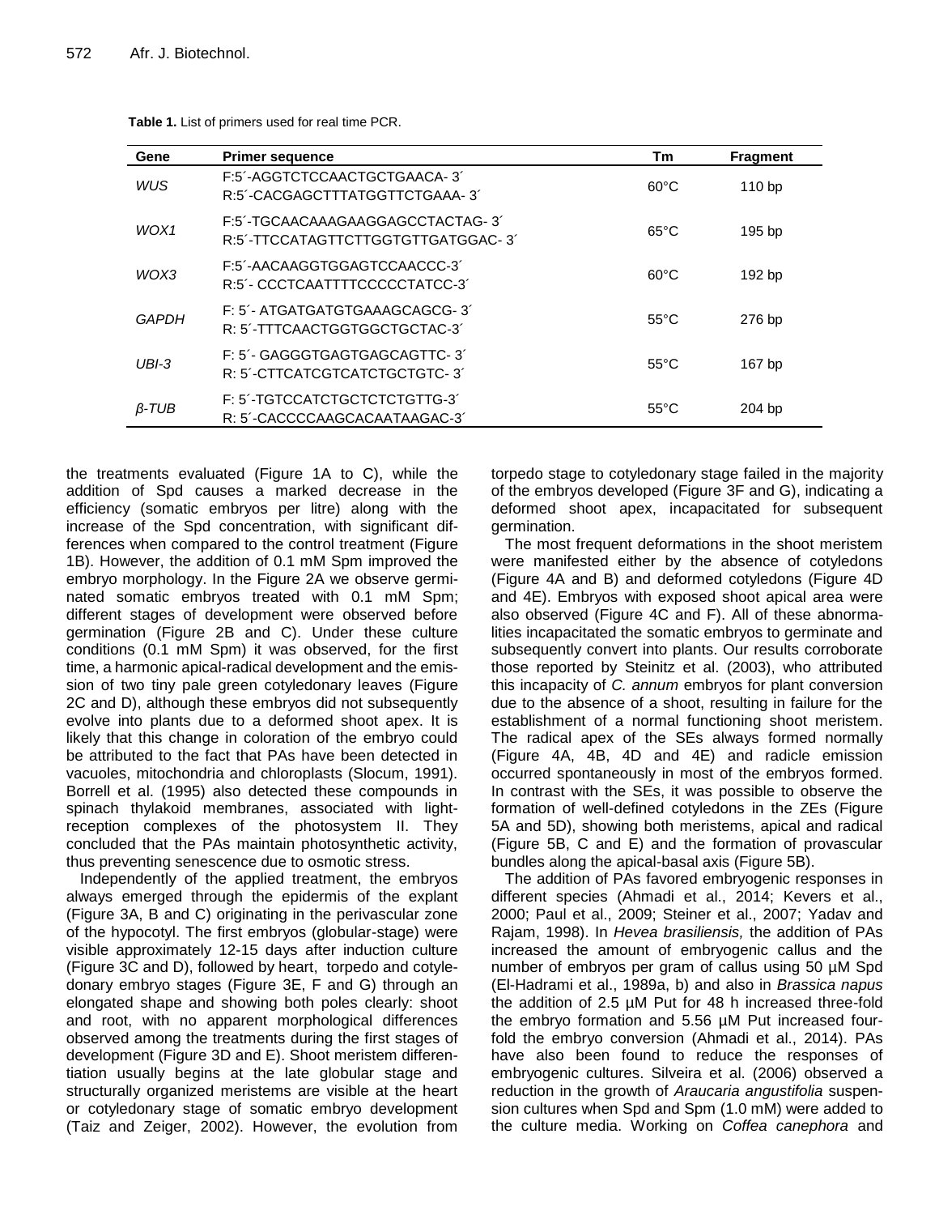**Table 1.** List of primers used for real time PCR.

| Gene | Primer sequence | Tm | Fragment |
|---|---|---|---|
| *WUS* | F:5´-AGGTCTCCAACTGCTGAACA- 3´<br>R:5´-CACGAGCTTTATGGTTCTGAAA- 3´ | 60°C | 110 bp |
| *WOX1* | F:5´-TGCAACAAAGAAGGAGCCTACTAG- 3´<br>R:5´-TTCCATAGTTCTTGGTGTTGATGGAC- 3´ | 65°C | 195 bp |
| *WOX3* | F:5´-AACAAGGTGGAGTCCAACCC-3´<br>R:5´- CCCTCAATTTTCCCCCTATCC-3´ | 60°C | 192 bp |
| *GAPDH* | F: 5´- ATGATGATGTGAAAGCAGCG- 3´<br>R: 5´-TTTCAACTGGTGGCTGCTAC-3´ | 55°C | 276 bp |
| *UBI-3* | F: 5´- GAGGGTGAGTGAGCAGTTC- 3´<br>R: 5´-CTTCATCGTCATCTGCTGTC- 3´ | 55°C | 167 bp |
| *β-TUB* | F: 5´-TGTCCATCTGCTCTCTGTTG-3´<br>R: 5´-CACCCCAAGCACAATAAGAC-3´ | 55°C | 204 bp |

the treatments evaluated (Figure 1A to C), while the addition of Spd causes a marked decrease in the efficiency (somatic embryos per litre) along with the increase of the Spd concentration, with significant differences when compared to the control treatment (Figure 1B). However, the addition of 0.1 mM Spm improved the embryo morphology. In the Figure 2A we observe germinated somatic embryos treated with 0.1 mM Spm; different stages of development were observed before germination (Figure 2B and C). Under these culture conditions (0.1 mM Spm) it was observed, for the first time, a harmonic apical-radical development and the emission of two tiny pale green cotyledonary leaves (Figure 2C and D), although these embryos did not subsequently evolve into plants due to a deformed shoot apex. It is likely that this change in coloration of the embryo could be attributed to the fact that PAs have been detected in vacuoles, mitochondria and chloroplasts (Slocum, 1991). Borrell et al. (1995) also detected these compounds in spinach thylakoid membranes, associated with light-reception complexes of the photosystem II. They concluded that the PAs maintain photosynthetic activity, thus preventing senescence due to osmotic stress.

Independently of the applied treatment, the embryos always emerged through the epidermis of the explant (Figure 3A, B and C) originating in the perivascular zone of the hypocotyl. The first embryos (globular-stage) were visible approximately 12-15 days after induction culture (Figure 3C and D), followed by heart, torpedo and cotyledonary embryo stages (Figure 3E, F and G) through an elongated shape and showing both poles clearly: shoot and root, with no apparent morphological differences observed among the treatments during the first stages of development (Figure 3D and E). Shoot meristem differentiation usually begins at the late globular stage and structurally organized meristems are visible at the heart or cotyledonary stage of somatic embryo development (Taiz and Zeiger, 2002). However, the evolution from torpedo stage to cotyledonary stage failed in the majority of the embryos developed (Figure 3F and G), indicating a deformed shoot apex, incapacitated for subsequent germination.

The most frequent deformations in the shoot meristem were manifested either by the absence of cotyledons (Figure 4A and B) and deformed cotyledons (Figure 4D and 4E). Embryos with exposed shoot apical area were also observed (Figure 4C and F). All of these abnormalities incapacitated the somatic embryos to germinate and subsequently convert into plants. Our results corroborate those reported by Steinitz et al. (2003), who attributed this incapacity of *C. annum* embryos for plant conversion due to the absence of a shoot, resulting in failure for the establishment of a normal functioning shoot meristem. The radical apex of the SEs always formed normally (Figure 4A, 4B, 4D and 4E) and radicle emission occurred spontaneously in most of the embryos formed. In contrast with the SEs, it was possible to observe the formation of well-defined cotyledons in the ZEs (Figure 5A and 5D), showing both meristems, apical and radical (Figure 5B, C and E) and the formation of provascular bundles along the apical-basal axis (Figure 5B).

The addition of PAs favored embryogenic responses in different species (Ahmadi et al., 2014; Kevers et al., 2000; Paul et al., 2009; Steiner et al., 2007; Yadav and Rajam, 1998). In *Hevea brasiliensis,* the addition of PAs increased the amount of embryogenic callus and the number of embryos per gram of callus using 50 µM Spd (El-Hadrami et al., 1989a, b) and also in *Brassica napus* the addition of 2.5 µM Put for 48 h increased three-fold the embryo formation and 5.56 µM Put increased four-fold the embryo conversion (Ahmadi et al., 2014). PAs have also been found to reduce the responses of embryogenic cultures. Silveira et al. (2006) observed a reduction in the growth of *Araucaria angustifolia* suspension cultures when Spd and Spm (1.0 mM) were added to the culture media. Working on *Coffea canephora* and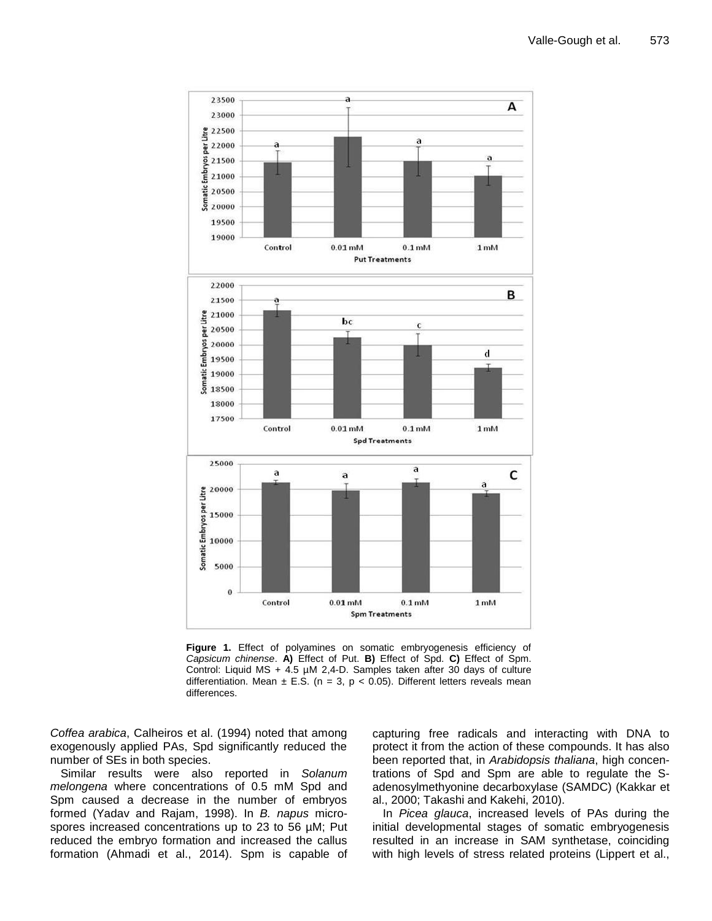**Figure 1.** Effect of polyamines on somatic embryogenesis efficiency of *Capsicum chinense*. **A)** Effect of Put. **B)** Effect of Spd. **C)** Effect of Spm. Control: Liquid MS + 4.5 µM 2,4-D. Samples taken after 30 days of culture differentiation. Mean ± E.S. ($n = 3$, $p < 0.05$). Different letters reveals mean differences.

*Coffea arabica*, Calheiros et al. (1994) noted that among exogenously applied PAs, Spd significantly reduced the number of SEs in both species.

Similar results were also reported in *Solanum melongena* where concentrations of 0.5 mM Spd and Spm caused a decrease in the number of embryos formed (Yadav and Rajam, 1998). In *B. napus* microspores increased concentrations up to 23 to 56 µM; Put reduced the embryo formation and increased the callus formation (Ahmadi et al., 2014). Spm is capable of capturing free radicals and interacting with DNA to protect it from the action of these compounds. It has also been reported that, in *Arabidopsis thaliana*, high concentrations of Spd and Spm are able to regulate the S-adenosylmethyonine decarboxylase (SAMDC) (Kakkar et al., 2000; Takashi and Kakehi, 2010).

In *Picea glauca*, increased levels of PAs during the initial developmental stages of somatic embryogenesis resulted in an increase in SAM synthetase, coinciding with high levels of stress related proteins (Lippert et al.,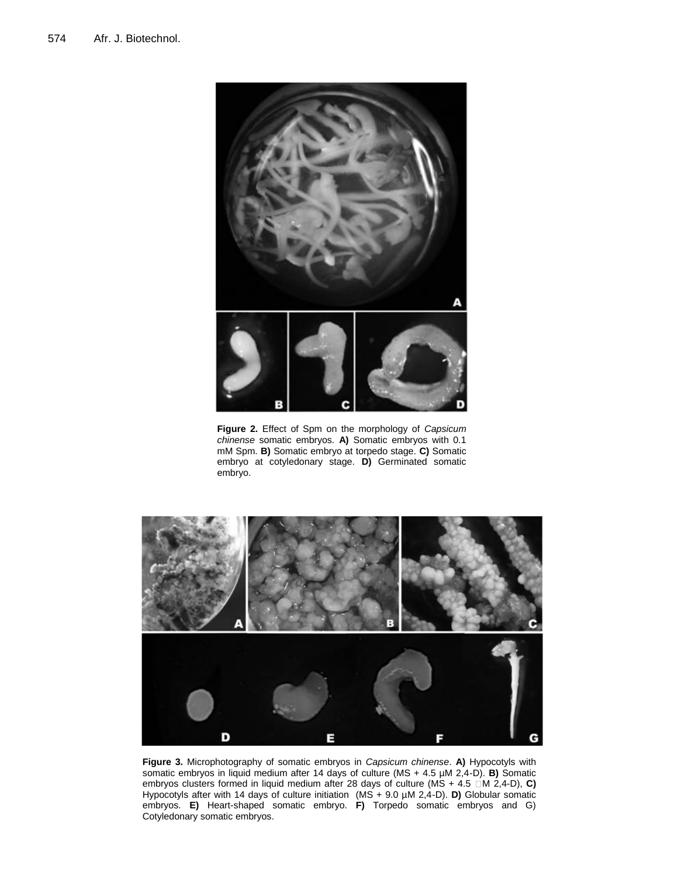**Figure 2.** Effect of Spm on the morphology of *Capsicum chinense* somatic embryos. **A)** Somatic embryos with 0.1 mM Spm. **B)** Somatic embryo at torpedo stage. **C)** Somatic embryo at cotyledonary stage. **D)** Germinated somatic embryo.

**Figure 3.** Microphotography of somatic embryos in *Capsicum chinense*. **A)** Hypocotyls with somatic embryos in liquid medium after 14 days of culture (MS + 4.5 µM 2,4-D). **B)** Somatic embryos clusters formed in liquid medium after 28 days of culture (MS + 4.5 µM 2,4-D), **C)** Hypocotyls after with 14 days of culture initiation (MS + 9.0 µM 2,4-D). **D)** Globular somatic embryos. **E)** Heart-shaped somatic embryo. **F)** Torpedo somatic embryos and G) Cotyledonary somatic embryos.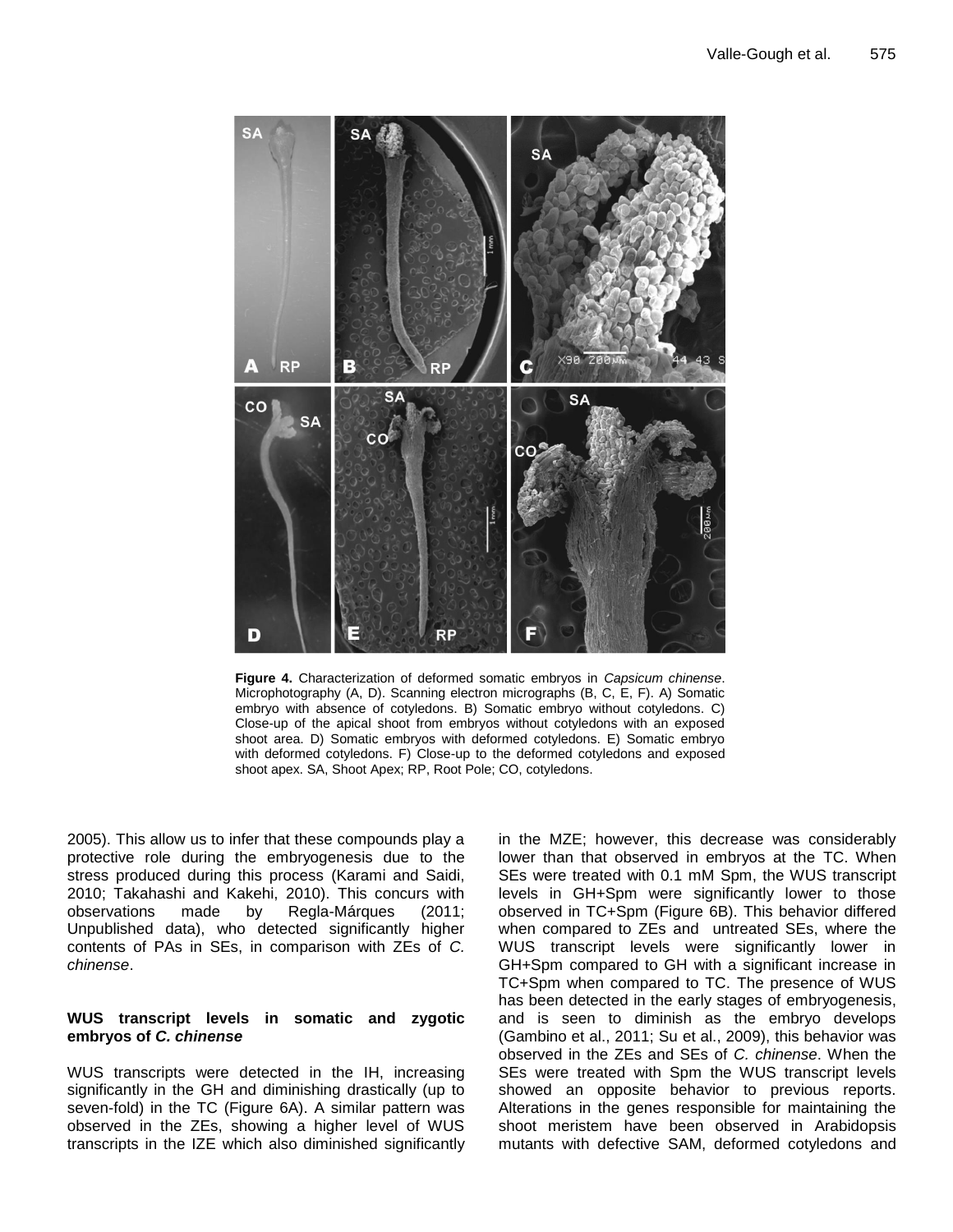**Figure 4.** Characterization of deformed somatic embryos in *Capsicum chinense*. Microphotography (A, D). Scanning electron micrographs (B, C, E, F). A) Somatic embryo with absence of cotyledons. B) Somatic embryo without cotyledons. C) Close-up of the apical shoot from embryos without cotyledons with an exposed shoot area. D) Somatic embryos with deformed cotyledons. E) Somatic embryo with deformed cotyledons. F) Close-up to the deformed cotyledons and exposed shoot apex. SA, Shoot Apex; RP, Root Pole; CO, cotyledons.

2005). This allow us to infer that these compounds play a protective role during the embryogenesis due to the stress produced during this process (Karami and Saidi, 2010; Takahashi and Kakehi, 2010). This concurs with observations made by Regla-Márques (2011; Unpublished data), who detected significantly higher contents of PAs in SEs, in comparison with ZEs of *C. chinense*.

### WUS transcript levels in somatic and zygotic embryos of *C. chinense*

WUS transcripts were detected in the IH, increasing significantly in the GH and diminishing drastically (up to seven-fold) in the TC (Figure 6A). A similar pattern was observed in the ZEs, showing a higher level of WUS transcripts in the IZE which also diminished significantly in the MZE; however, this decrease was considerably lower than that observed in embryos at the TC. When SEs were treated with 0.1 mM Spm, the WUS transcript levels in GH+Spm were significantly lower to those observed in TC+Spm (Figure 6B). This behavior differed when compared to ZEs and untreated SEs, where the WUS transcript levels were significantly lower in GH+Spm compared to GH with a significant increase in TC+Spm when compared to TC. The presence of WUS has been detected in the early stages of embryogenesis, and is seen to diminish as the embryo develops (Gambino et al., 2011; Su et al., 2009), this behavior was observed in the ZEs and SEs of *C. chinense*. When the SEs were treated with Spm the WUS transcript levels showed an opposite behavior to previous reports. Alterations in the genes responsible for maintaining the shoot meristem have been observed in Arabidopsis mutants with defective SAM, deformed cotyledons and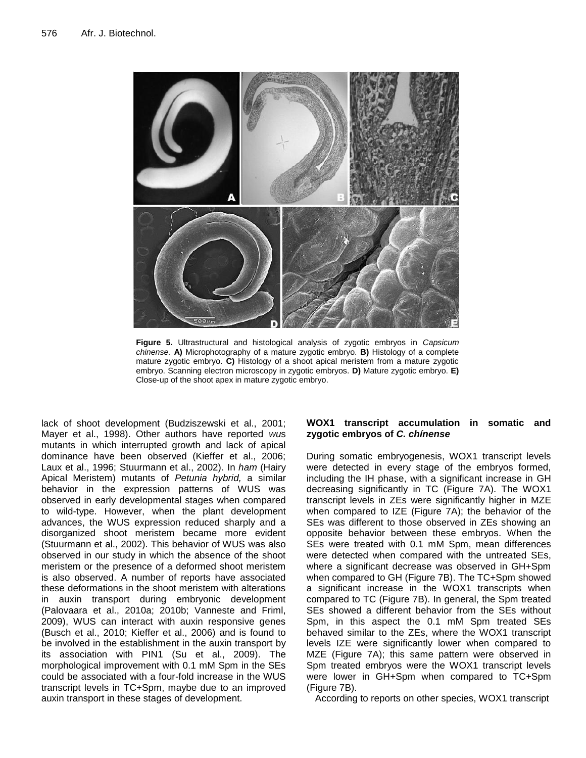**Figure 5.** Ultrastructural and histological analysis of zygotic embryos in *Capsicum chinense.* **A)** Microphotography of a mature zygotic embryo. **B)** Histology of a complete mature zygotic embryo. **C)** Histology of a shoot apical meristem from a mature zygotic embryo. Scanning electron microscopy in zygotic embryos. **D)** Mature zygotic embryo. **E)** Close-up of the shoot apex in mature zygotic embryo.

lack of shoot development (Budziszewski et al., 2001; Mayer et al., 1998). Other authors have reported *wus* mutants in which interrupted growth and lack of apical dominance have been observed (Kieffer et al., 2006; Laux et al., 1996; Stuurmann et al., 2002). In *ham* (Hairy Apical Meristem) mutants of *Petunia hybrid,* a similar behavior in the expression patterns of WUS was observed in early developmental stages when compared to wild-type. However, when the plant development advances, the WUS expression reduced sharply and a disorganized shoot meristem became more evident (Stuurmann et al., 2002). This behavior of WUS was also observed in our study in which the absence of the shoot meristem or the presence of a deformed shoot meristem is also observed. A number of reports have associated these deformations in the shoot meristem with alterations in auxin transport during embryonic development (Palovaara et al., 2010a; 2010b; Vanneste and Friml, 2009), WUS can interact with auxin responsive genes (Busch et al., 2010; Kieffer et al., 2006) and is found to be involved in the establishment in the auxin transport by its association with PIN1 (Su et al., 2009). The morphological improvement with 0.1 mM Spm in the SEs could be associated with a four-fold increase in the WUS transcript levels in TC+Spm, maybe due to an improved auxin transport in these stages of development.

**WOX1 transcript accumulation in somatic and zygotic embryos of *C. chínense***

During somatic embryogenesis, WOX1 transcript levels were detected in every stage of the embryos formed, including the IH phase, with a significant increase in GH decreasing significantly in TC (Figure 7A). The WOX1 transcript levels in ZEs were significantly higher in MZE when compared to IZE (Figure 7A); the behavior of the SEs was different to those observed in ZEs showing an opposite behavior between these embryos. When the SEs were treated with 0.1 mM Spm, mean differences were detected when compared with the untreated SEs, where a significant decrease was observed in GH+Spm when compared to GH (Figure 7B). The TC+Spm showed a significant increase in the WOX1 transcripts when compared to TC (Figure 7B). In general, the Spm treated SEs showed a different behavior from the SEs without Spm, in this aspect the 0.1 mM Spm treated SEs behaved similar to the ZEs, where the WOX1 transcript levels IZE were significantly lower when compared to MZE (Figure 7A); this same pattern were observed in Spm treated embryos were the WOX1 transcript levels were lower in GH+Spm when compared to TC+Spm (Figure 7B).

According to reports on other species, WOX1 transcript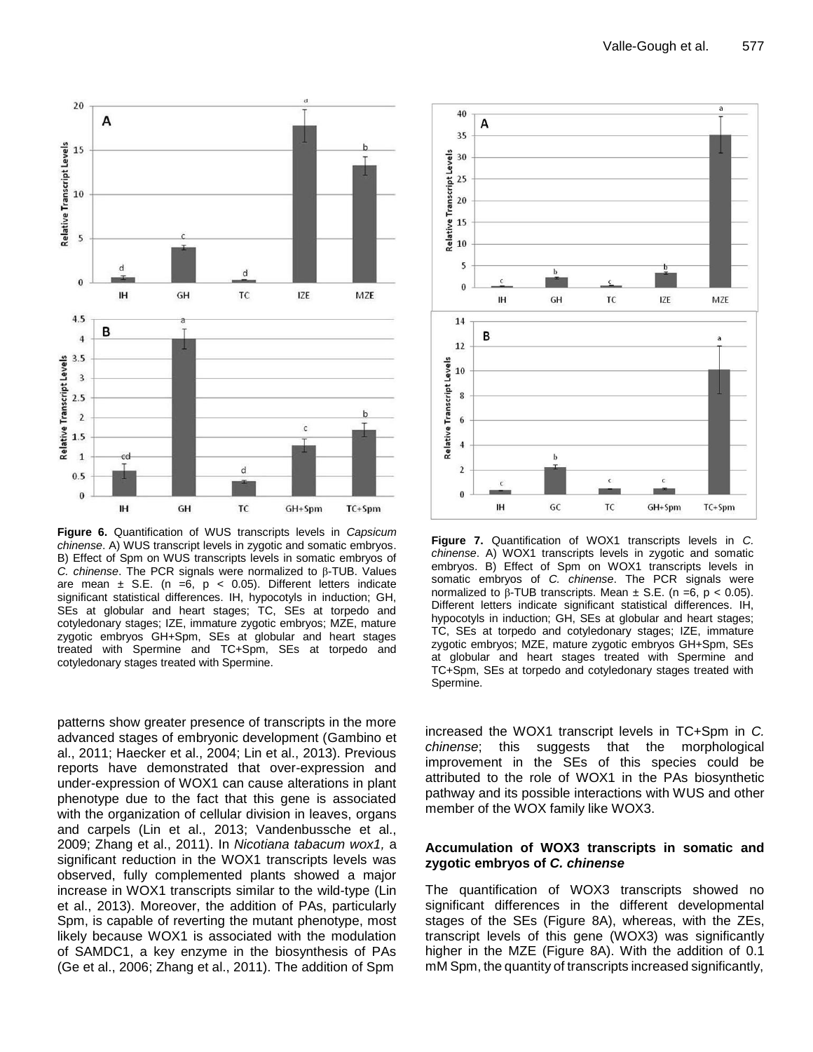**Figure 6.** Quantification of WUS transcripts levels in *Capsicum chinense*. A) WUS transcript levels in zygotic and somatic embryos. B) Effect of Spm on WUS transcripts levels in somatic embryos of *C. chinense*. The PCR signals were normalized to β-TUB. Values are mean ± S.E. (n =6, $p < 0.05$). Different letters indicate significant statistical differences. IH, hypocotyls in induction; GH, SEs at globular and heart stages; TC, SEs at torpedo and cotyledonary stages; IZE, immature zygotic embryos; MZE, mature zygotic embryos GH+Spm, SEs at globular and heart stages treated with Spermine and TC+Spm, SEs at torpedo and cotyledonary stages treated with Spermine.

**Figure 7.** Quantification of WOX1 transcripts levels in *C. chinense*. A) WOX1 transcripts levels in zygotic and somatic embryos. B) Effect of Spm on WOX1 transcripts levels in somatic embryos of *C. chinense*. The PCR signals were normalized to β-TUB transcripts. Mean ± S.E. (n =6, $p < 0.05$). Different letters indicate significant statistical differences. IH, hypocotyls in induction; GH, SEs at globular and heart stages; TC, SEs at torpedo and cotyledonary stages; IZE, immature zygotic embryos; MZE, mature zygotic embryos GH+Spm, SEs at globular and heart stages treated with Spermine and TC+Spm, SEs at torpedo and cotyledonary stages treated with Spermine.

patterns show greater presence of transcripts in the more advanced stages of embryonic development (Gambino et al., 2011; Haecker et al., 2004; Lin et al., 2013). Previous reports have demonstrated that over-expression and under-expression of WOX1 can cause alterations in plant phenotype due to the fact that this gene is associated with the organization of cellular division in leaves, organs and carpels (Lin et al., 2013; Vandenbussche et al., 2009; Zhang et al., 2011). In *Nicotiana tabacum wox1,* a significant reduction in the WOX1 transcripts levels was observed, fully complemented plants showed a major increase in WOX1 transcripts similar to the wild-type (Lin et al., 2013). Moreover, the addition of PAs, particularly Spm, is capable of reverting the mutant phenotype, most likely because WOX1 is associated with the modulation of SAMDC1, a key enzyme in the biosynthesis of PAs (Ge et al., 2006; Zhang et al., 2011). The addition of Spm increased the WOX1 transcript levels in TC+Spm in *C. chinense*; this suggests that the morphological improvement in the SEs of this species could be attributed to the role of WOX1 in the PAs biosynthetic pathway and its possible interactions with WUS and other member of the WOX family like WOX3.

### Accumulation of WOX3 transcripts in somatic and zygotic embryos of *C. chinense*

The quantification of WOX3 transcripts showed no significant differences in the different developmental stages of the SEs (Figure 8A), whereas, with the ZEs, transcript levels of this gene (WOX3) was significantly higher in the MZE (Figure 8A). With the addition of 0.1 mM Spm, the quantity of transcripts increased significantly,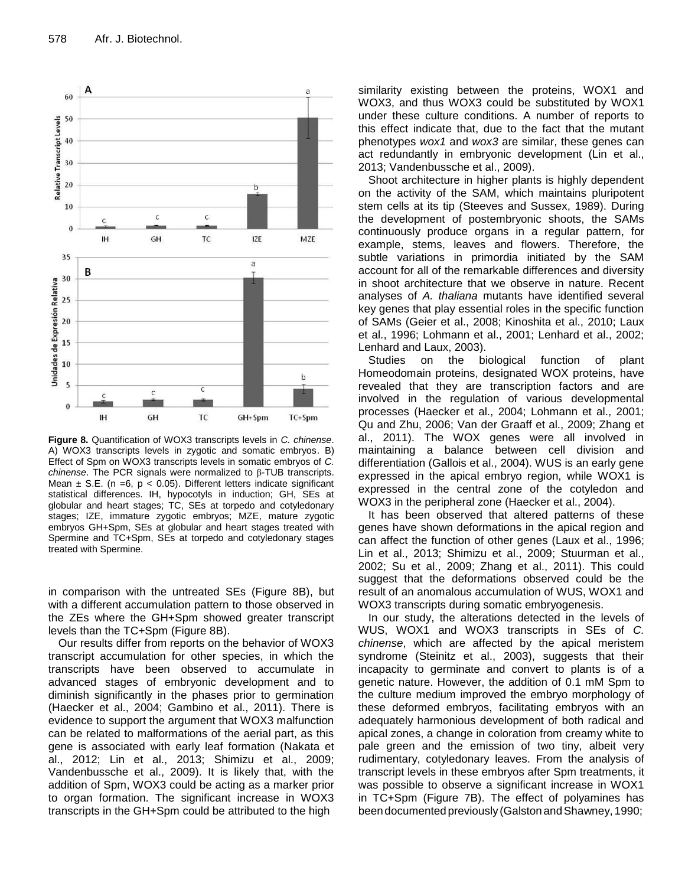**Figure 8.** Quantification of WOX3 transcripts levels in *C. chinense*. A) WOX3 transcripts levels in zygotic and somatic embryos. B) Effect of Spm on WOX3 transcripts levels in somatic embryos of *C. chinense*. The PCR signals were normalized to β-TUB transcripts. Mean ± S.E. (n =6, $p < 0.05$). Different letters indicate significant statistical differences. IH, hypocotyls in induction; GH, SEs at globular and heart stages; TC, SEs at torpedo and cotyledonary stages; IZE, immature zygotic embryos; MZE, mature zygotic embryos GH+Spm, SEs at globular and heart stages treated with Spermine and TC+Spm, SEs at torpedo and cotyledonary stages treated with Spermine.

in comparison with the untreated SEs (Figure 8B), but with a different accumulation pattern to those observed in the ZEs where the GH+Spm showed greater transcript levels than the TC+Spm (Figure 8B).

Our results differ from reports on the behavior of WOX3 transcript accumulation for other species, in which the transcripts have been observed to accumulate in advanced stages of embryonic development and to diminish significantly in the phases prior to germination (Haecker et al., 2004; Gambino et al., 2011). There is evidence to support the argument that WOX3 malfunction can be related to malformations of the aerial part, as this gene is associated with early leaf formation (Nakata et al., 2012; Lin et al., 2013; Shimizu et al., 2009; Vandenbussche et al., 2009). It is likely that, with the addition of Spm, WOX3 could be acting as a marker prior to organ formation. The significant increase in WOX3 transcripts in the GH+Spm could be attributed to the high similarity existing between the proteins, WOX1 and WOX3, and thus WOX3 could be substituted by WOX1 under these culture conditions. A number of reports to this effect indicate that, due to the fact that the mutant phenotypes *wox1* and *wox3* are similar, these genes can act redundantly in embryonic development (Lin et al., 2013; Vandenbussche et al., 2009).

Shoot architecture in higher plants is highly dependent on the activity of the SAM, which maintains pluripotent stem cells at its tip (Steeves and Sussex, 1989). During the development of postembryonic shoots, the SAMs continuously produce organs in a regular pattern, for example, stems, leaves and flowers. Therefore, the subtle variations in primordia initiated by the SAM account for all of the remarkable differences and diversity in shoot architecture that we observe in nature. Recent analyses of *A. thaliana* mutants have identified several key genes that play essential roles in the specific function of SAMs (Geier et al., 2008; Kinoshita et al., 2010; Laux et al., 1996; Lohmann et al., 2001; Lenhard et al., 2002; Lenhard and Laux, 2003).

Studies on the biological function of plant Homeodomain proteins, designated WOX proteins, have revealed that they are transcription factors and are involved in the regulation of various developmental processes (Haecker et al., 2004; Lohmann et al., 2001; Qu and Zhu, 2006; Van der Graaff et al., 2009; Zhang et al., 2011). The WOX genes were all involved in maintaining a balance between cell division and differentiation (Gallois et al., 2004). WUS is an early gene expressed in the apical embryo region, while WOX1 is expressed in the central zone of the cotyledon and WOX3 in the peripheral zone (Haecker et al., 2004).

It has been observed that altered patterns of these genes have shown deformations in the apical region and can affect the function of other genes (Laux et al., 1996; Lin et al., 2013; Shimizu et al., 2009; Stuurman et al., 2002; Su et al., 2009; Zhang et al., 2011). This could suggest that the deformations observed could be the result of an anomalous accumulation of WUS, WOX1 and WOX3 transcripts during somatic embryogenesis.

In our study, the alterations detected in the levels of WUS, WOX1 and WOX3 transcripts in SEs of *C. chinense*, which are affected by the apical meristem syndrome (Steinitz et al., 2003), suggests that their incapacity to germinate and convert to plants is of a genetic nature. However, the addition of 0.1 mM Spm to the culture medium improved the embryo morphology of these deformed embryos, facilitating embryos with an adequately harmonious development of both radical and apical zones, a change in coloration from creamy white to pale green and the emission of two tiny, albeit very rudimentary, cotyledonary leaves. From the analysis of transcript levels in these embryos after Spm treatments, it was possible to observe a significant increase in WOX1 in TC+Spm (Figure 7B). The effect of polyamines has been documented previously (Galston and Shawney, 1990;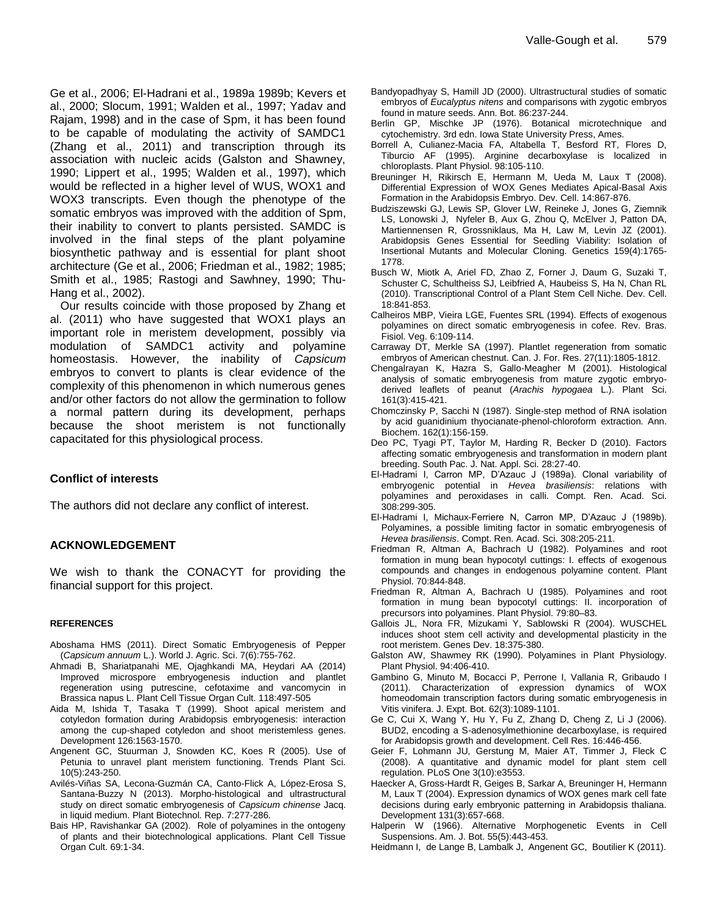Ge et al., 2006; El-Hadrani et al., 1989a 1989b; Kevers et al., 2000; Slocum, 1991; Walden et al., 1997; Yadav and Rajam, 1998) and in the case of Spm, it has been found to be capable of modulating the activity of SAMDC1 (Zhang et al., 2011) and transcription through its association with nucleic acids (Galston and Shawney, 1990; Lippert et al., 1995; Walden et al., 1997), which would be reflected in a higher level of WUS, WOX1 and WOX3 transcripts. Even though the phenotype of the somatic embryos was improved with the addition of Spm, their inability to convert to plants persisted. SAMDC is involved in the final steps of the plant polyamine biosynthetic pathway and is essential for plant shoot architecture (Ge et al., 2006; Friedman et al., 1982; 1985; Smith et al., 1985; Rastogi and Sawhney, 1990; Thu-Hang et al., 2002).

Our results coincide with those proposed by Zhang et al. (2011) who have suggested that WOX1 plays an important role in meristem development, possibly via modulation of SAMDC1 activity and polyamine homeostasis. However, the inability of *Capsicum* embryos to convert to plants is clear evidence of the complexity of this phenomenon in which numerous genes and/or other factors do not allow the germination to follow a normal pattern during its development, perhaps because the shoot meristem is not functionally capacitated for this physiological process.

## Conflict of interests

The authors did not declare any conflict of interest.

## ACKNOWLEDGEMENT

We wish to thank the CONACYT for providing the financial support for this project.

### REFERENCES

Aboshama HMS (2011). Direct Somatic Embryogenesis of Pepper (*Capsicum annuum* L.). World J. Agric. Sci. 7(6):755-762.

Ahmadi B, Shariatpanahi ME, Ojaghkandi MA, Heydari AA (2014) Improved microspore embryogenesis induction and plantlet regeneration using putrescine, cefotaxime and vancomycin in Brassica napus L. Plant Cell Tissue Organ Cult. 118:497-505

Aida M, Ishida T, Tasaka T (1999). Shoot apical meristem and cotyledon formation during Arabidopsis embryogenesis: interaction among the cup-shaped cotyledon and shoot meristemless genes. Development 126:1563-1570.

Angenent GC, Stuurman J, Snowden KC, Koes R (2005). Use of Petunia to unravel plant meristem functioning. Trends Plant Sci. 10(5):243-250.

Avilés-Viñas SA, Lecona-Guzmán CA, Canto-Flick A, López-Erosa S, Santana-Buzzy N (2013). Morpho-histological and ultrastructural study on direct somatic embryogenesis of *Capsicum chinense* Jacq. in liquid medium. Plant Biotechnol. Rep. 7:277-286.

Bais HP, Ravishankar GA (2002). Role of polyamines in the ontogeny of plants and their biotechnological applications. Plant Cell Tissue Organ Cult. 69:1-34.

Bandyopadhyay S, Hamill JD (2000). Ultrastructural studies of somatic embryos of *Eucalyptus nitens* and comparisons with zygotic embryos found in mature seeds. Ann. Bot. 86:237-244.

Berlin GP, Mischke JP (1976). Botanical microtechnique and cytochemistry. 3rd edn. Iowa State University Press, Ames.

Borrell A, Culianez-Macia FA, Altabella T, Besford RT, Flores D, Tiburcio AF (1995). Arginine decarboxylase is localized in chloroplasts. Plant Physiol. 98:105-110.

Breuninger H, Rikirsch E, Hermann M, Ueda M, Laux T (2008). Differential Expression of WOX Genes Mediates Apical-Basal Axis Formation in the Arabidopsis Embryo. Dev. Cell. 14:867-876.

Budziszewski GJ, Lewis SP, Glover LW, Reineke J, Jones G, Ziemnik LS, Lonowski J, Nyfeler B, Aux G, Zhou Q, McElver J, Patton DA, Martiennensen R, Grossniklaus, Ma H, Law M, Levin JZ (2001). Arabidopsis Genes Essential for Seedling Viability: Isolation of Insertional Mutants and Molecular Cloning. Genetics 159(4):1765-1778.

Busch W, Miotk A, Ariel FD, Zhao Z, Forner J, Daum G, Suzaki T, Schuster C, Schultheiss SJ, Leibfried A, Haubeiss S, Ha N, Chan RL (2010). Transcriptional Control of a Plant Stem Cell Niche. Dev. Cell. 18:841-853.

Calheiros MBP, Vieira LGE, Fuentes SRL (1994). Effects of exogenous polyamines on direct somatic embryogenesis in cofee. Rev. Bras. Fisiol. Veg. 6:109-114.

Carraway DT, Merkle SA (1997). Plantlet regeneration from somatic embryos of American chestnut. Can. J. For. Res. 27(11):1805-1812.

Chengalrayan K, Hazra S, Gallo-Meagher M (2001). Histological analysis of somatic embryogenesis from mature zygotic embryo-derived leaflets of peanut (*Arachis hypogaea* L.). Plant Sci. 161(3):415-421.

Chomczinsky P, Sacchi N (1987). Single-step method of RNA isolation by acid guanidinium thyocianate-phenol-chloroform extraction. Ann. Biochem. 162(1):156-159.

Deo PC, Tyagi PT, Taylor M, Harding R, Becker D (2010). Factors affecting somatic embryogenesis and transformation in modern plant breeding. South Pac. J. Nat. Appl. Sci. 28:27-40.

El-Hadrami I, Carron MP, D'Azauc J (1989a). Clonal variability of embryogenic potential in *Hevea brasiliensis*: relations with polyamines and peroxidases in calli. Compt. Ren. Acad. Sci. 308:299-305.

El-Hadrami I, Michaux-Ferriere N, Carron MP, D'Azauc J (1989b). Polyamines, a possible limiting factor in somatic embryogenesis of *Hevea brasiliensis*. Compt. Ren. Acad. Sci. 308:205-211.

Friedman R, Altman A, Bachrach U (1982). Polyamines and root formation in mung bean hypocotyl cuttings: I. effects of exogenous compounds and changes in endogenous polyamine content. Plant Physiol. 70:844-848.

Friedman R, Altman A, Bachrach U (1985). Polyamines and root formation in mung bean bypocotyl cuttings: II. incorporation of precursors into polyamines. Plant Physiol. 79:80–83.

Gallois JL, Nora FR, Mizukami Y, Sablowski R (2004). WUSCHEL induces shoot stem cell activity and developmental plasticity in the root meristem. Genes Dev. 18:375-380.

Galston AW, Shawmey RK (1990). Polyamines in Plant Physiology. Plant Physiol. 94:406-410.

Gambino G, Minuto M, Bocacci P, Perrone I, Vallania R, Gribaudo I (2011). Characterization of expression dynamics of WOX homeodomain transcription factors during somatic embryogenesis in Vitis vinifera. J. Expt. Bot. 62(3):1089-1101.

Ge C, Cui X, Wang Y, Hu Y, Fu Z, Zhang D, Cheng Z, Li J (2006). BUD2, encoding a S-adenosylmethionine decarboxylase, is required for Arabidopsis growth and development. Cell Res. 16:446-456.

Geier F, Lohmann JU, Gerstung M, Maier AT, Timmer J, Fleck C (2008). A quantitative and dynamic model for plant stem cell regulation. PLoS One 3(10):e3553.

Haecker A, Gross-Hardt R, Geiges B, Sarkar A, Breuninger H, Hermann M, Laux T (2004). Expression dynamics of WOX genes mark cell fate decisions during early embryonic patterning in Arabidopsis thaliana. Development 131(3):657-668.

Halperin W (1966). Alternative Morphogenetic Events in Cell Suspensions. Am. J. Bot. 55(5):443-453.

Heidmann I, de Lange B, Lambalk J, Angenent GC, Boutilier K (2011).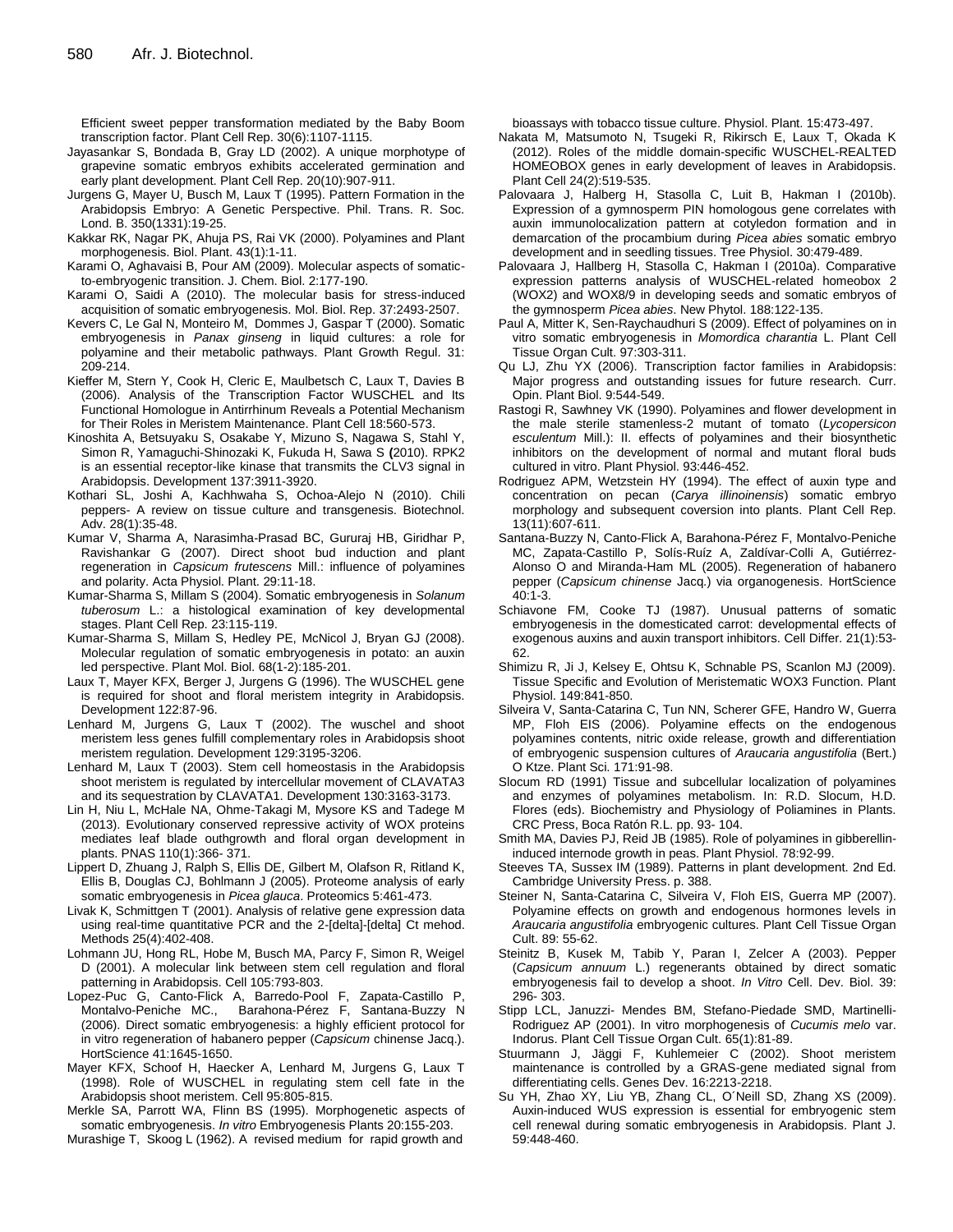Efficient sweet pepper transformation mediated by the Baby Boom transcription factor. Plant Cell Rep. 30(6):1107-1115.

Jayasankar S, Bondada B, Gray LD (2002). A unique morphotype of grapevine somatic embryos exhibits accelerated germination and early plant development. Plant Cell Rep. 20(10):907-911.

Jurgens G, Mayer U, Busch M, Laux T (1995). Pattern Formation in the Arabidopsis Embryo: A Genetic Perspective. Phil. Trans. R. Soc. Lond. B. 350(1331):19-25.

Kakkar RK, Nagar PK, Ahuja PS, Rai VK (2000). Polyamines and Plant morphogenesis. Biol. Plant. 43(1):1-11.

Karami O, Aghavaisi B, Pour AM (2009). Molecular aspects of somatic-to-embryogenic transition. J. Chem. Biol. 2:177-190.

Karami O, Saidi A (2010). The molecular basis for stress-induced acquisition of somatic embryogenesis. Mol. Biol. Rep. 37:2493-2507.

Kevers C, Le Gal N, Monteiro M, Dommes J, Gaspar T (2000). Somatic embryogenesis in *Panax ginseng* in liquid cultures: a role for polyamine and their metabolic pathways. Plant Growth Regul. 31: 209-214.

Kieffer M, Stern Y, Cook H, Cleric E, Maulbetsch C, Laux T, Davies B (2006). Analysis of the Transcription Factor WUSCHEL and Its Functional Homologue in Antirrhinum Reveals a Potential Mechanism for Their Roles in Meristem Maintenance. Plant Cell 18:560-573.

Kinoshita A, Betsuyaku S, Osakabe Y, Mizuno S, Nagawa S, Stahl Y, Simon R, Yamaguchi-Shinozaki K, Fukuda H, Sawa S (2010). RPK2 is an essential receptor-like kinase that transmits the CLV3 signal in Arabidopsis. Development 137:3911-3920.

Kothari SL, Joshi A, Kachhwaha S, Ochoa-Alejo N (2010). Chili peppers- A review on tissue culture and transgenesis. Biotechnol. Adv. 28(1):35-48.

Kumar V, Sharma A, Narasimha-Prasad BC, Gururaj HB, Giridhar P, Ravishankar G (2007). Direct shoot bud induction and plant regeneration in *Capsicum frutescens* Mill.: influence of polyamines and polarity. Acta Physiol. Plant. 29:11-18.

Kumar-Sharma S, Millam S (2004). Somatic embryogenesis in *Solanum tuberosum* L.: a histological examination of key developmental stages. Plant Cell Rep. 23:115-119.

Kumar-Sharma S, Millam S, Hedley PE, McNicol J, Bryan GJ (2008). Molecular regulation of somatic embryogenesis in potato: an auxin led perspective. Plant Mol. Biol. 68(1-2):185-201.

Laux T, Mayer KFX, Berger J, Jurgens G (1996). The WUSCHEL gene is required for shoot and floral meristem integrity in Arabidopsis. Development 122:87-96.

Lenhard M, Jurgens G, Laux T (2002). The wuschel and shoot meristem less genes fulfill complementary roles in Arabidopsis shoot meristem regulation. Development 129:3195-3206.

Lenhard M, Laux T (2003). Stem cell homeostasis in the Arabidopsis shoot meristem is regulated by intercellular movement of CLAVATA3 and its sequestration by CLAVATA1. Development 130:3163-3173.

Lin H, Niu L, McHale NA, Ohme-Takagi M, Mysore KS and Tadege M (2013). Evolutionary conserved repressive activity of WOX proteins mediates leaf blade outhgrowth and floral organ development in plants. PNAS 110(1):366- 371.

Lippert D, Zhuang J, Ralph S, Ellis DE, Gilbert M, Olafson R, Ritland K, Ellis B, Douglas CJ, Bohlmann J (2005). Proteome analysis of early somatic embryogenesis in *Picea glauca*. Proteomics 5:461-473.

Livak K, Schmittgen T (2001). Analysis of relative gene expression data using real-time quantitative PCR and the 2-[delta]-[delta] Ct mehod. Methods 25(4):402-408.

Lohmann JU, Hong RL, Hobe M, Busch MA, Parcy F, Simon R, Weigel D (2001). A molecular link between stem cell regulation and floral patterning in Arabidopsis. Cell 105:793-803.

Lopez-Puc G, Canto-Flick A, Barredo-Pool F, Zapata-Castillo P, Montalvo-Peniche MC., Barahona-Pérez F, Santana-Buzzy N (2006). Direct somatic embryogenesis: a highly efficient protocol for in vitro regeneration of habanero pepper (*Capsicum* chinense Jacq.). HortScience 41:1645-1650.

Mayer KFX, Schoof H, Haecker A, Lenhard M, Jurgens G, Laux T (1998). Role of WUSCHEL in regulating stem cell fate in the Arabidopsis shoot meristem. Cell 95:805-815.

Merkle SA, Parrott WA, Flinn BS (1995). Morphogenetic aspects of somatic embryogenesis. *In vitro* Embryogenesis Plants 20:155-203.

Murashige T, Skoog L (1962). A revised medium for rapid growth and bioassays with tobacco tissue culture. Physiol. Plant. 15:473-497.

Nakata M, Matsumoto N, Tsugeki R, Rikirsch E, Laux T, Okada K (2012). Roles of the middle domain-specific WUSCHEL-REALTED HOMEOBOX genes in early development of leaves in Arabidopsis. Plant Cell 24(2):519-535.

Palovaara J, Halberg H, Stasolla C, Luit B, Hakman I (2010b). Expression of a gymnosperm PIN homologous gene correlates with auxin immunolocalization pattern at cotyledon formation and in demarcation of the procambium during *Picea abies* somatic embryo development and in seedling tissues. Tree Physiol. 30:479-489.

Palovaara J, Hallberg H, Stasolla C, Hakman I (2010a). Comparative expression patterns analysis of WUSCHEL-related homeobox 2 (WOX2) and WOX8/9 in developing seeds and somatic embryos of the gymnosperm *Picea abies*. New Phytol. 188:122-135.

Paul A, Mitter K, Sen-Raychaudhuri S (2009). Effect of polyamines on in vitro somatic embryogenesis in *Momordica charantia* L. Plant Cell Tissue Organ Cult. 97:303-311.

Qu LJ, Zhu YX (2006). Transcription factor families in Arabidopsis: Major progress and outstanding issues for future research. Curr. Opin. Plant Biol. 9:544-549.

Rastogi R, Sawhney VK (1990). Polyamines and flower development in the male sterile stamenless-2 mutant of tomato (*Lycopersicon esculentum* Mill.): II. effects of polyamines and their biosynthetic inhibitors on the development of normal and mutant floral buds cultured in vitro. Plant Physiol. 93:446-452.

Rodriguez APM, Wetzstein HY (1994). The effect of auxin type and concentration on pecan (*Carya illinoinensis*) somatic embryo morphology and subsequent coversion into plants. Plant Cell Rep. 13(11):607-611.

Santana-Buzzy N, Canto-Flick A, Barahona-Pérez F, Montalvo-Peniche MC, Zapata-Castillo P, Solís-Ruíz A, Zaldívar-Colli A, Gutiérrez-Alonso O and Miranda-Ham ML (2005). Regeneration of habanero pepper (*Capsicum chinense* Jacq.) via organogenesis. HortScience 40:1-3.

Schiavone FM, Cooke TJ (1987). Unusual patterns of somatic embryogenesis in the domesticated carrot: developmental effects of exogenous auxins and auxin transport inhibitors. Cell Differ. 21(1):53-62.

Shimizu R, Ji J, Kelsey E, Ohtsu K, Schnable PS, Scanlon MJ (2009). Tissue Specific and Evolution of Meristematic WOX3 Function. Plant Physiol. 149:841-850.

Silveira V, Santa-Catarina C, Tun NN, Scherer GFE, Handro W, Guerra MP, Floh EIS (2006). Polyamine effects on the endogenous polyamines contents, nitric oxide release, growth and differentiation of embryogenic suspension cultures of *Araucaria angustifolia* (Bert.) O Ktze. Plant Sci. 171:91-98.

Slocum RD (1991) Tissue and subcellular localization of polyamines and enzymes of polyamines metabolism. In: R.D. Slocum, H.D. Flores (eds). Biochemistry and Physiology of Poliamines in Plants. CRC Press, Boca Ratón R.L. pp. 93- 104.

Smith MA, Davies PJ, Reid JB (1985). Role of polyamines in gibberellin-induced internode growth in peas. Plant Physiol. 78:92-99.

Steeves TA, Sussex IM (1989). Patterns in plant development. 2nd Ed. Cambridge University Press. p. 388.

Steiner N, Santa-Catarina C, Silveira V, Floh EIS, Guerra MP (2007). Polyamine effects on growth and endogenous hormones levels in *Araucaria angustifolia* embryogenic cultures. Plant Cell Tissue Organ Cult. 89: 55-62.

Steinitz B, Kusek M, Tabib Y, Paran I, Zelcer A (2003). Pepper (*Capsicum annuum* L.) regenerants obtained by direct somatic embryogenesis fail to develop a shoot. *In Vitro* Cell. Dev. Biol. 39: 296- 303.

Stipp LCL, Januzzi- Mendes BM, Stefano-Piedade SMD, Martinelli-Rodriguez AP (2001). In vitro morphogenesis of *Cucumis melo* var. Indorus. Plant Cell Tissue Organ Cult. 65(1):81-89.

Stuurmann J, Jäggi F, Kuhlemeier C (2002). Shoot meristem maintenance is controlled by a GRAS-gene mediated signal from differentiating cells. Genes Dev. 16:2213-2218.

Su YH, Zhao XY, Liu YB, Zhang CL, O´Neill SD, Zhang XS (2009). Auxin-induced WUS expression is essential for embryogenic stem cell renewal during somatic embryogenesis in Arabidopsis. Plant J. 59:448-460.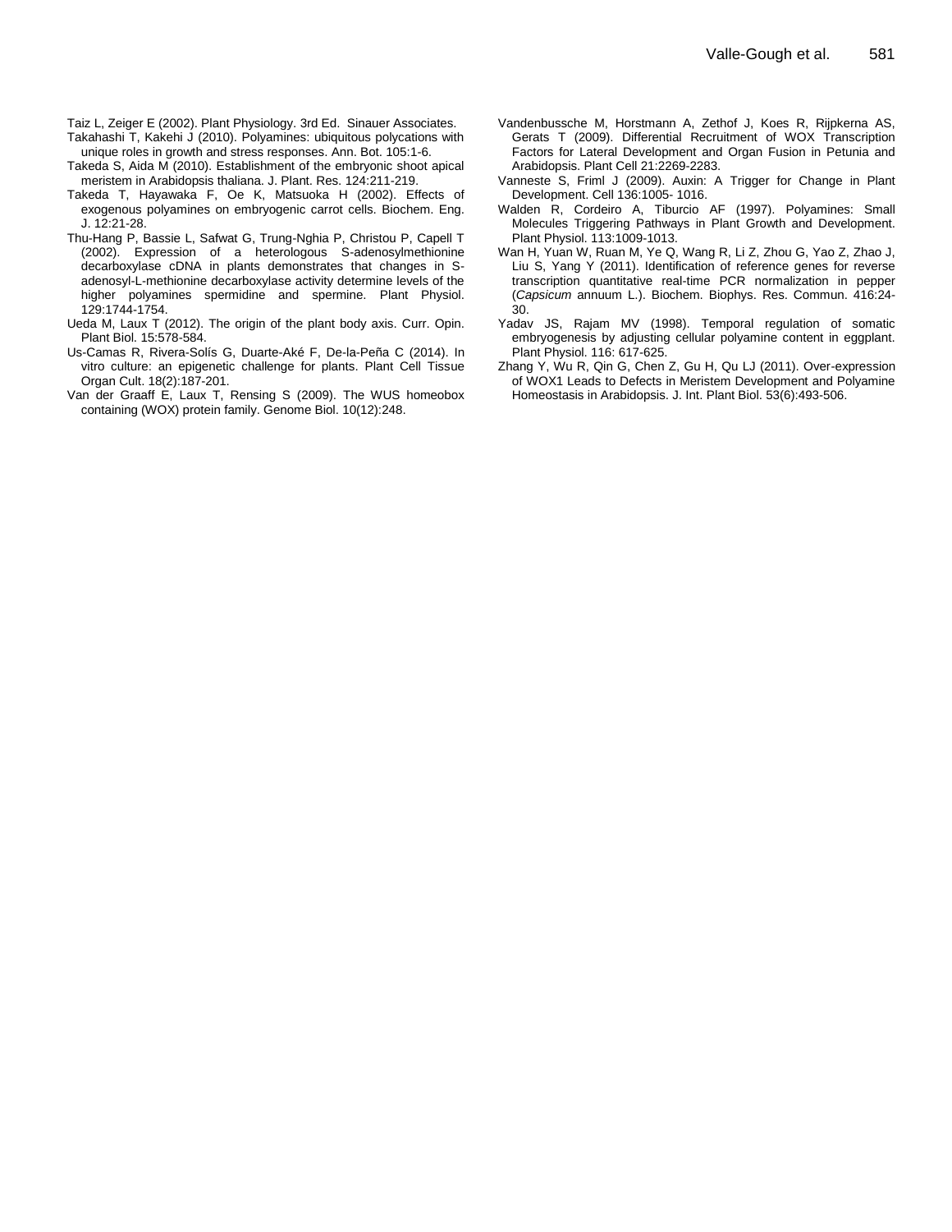Taiz L, Zeiger E (2002). Plant Physiology. 3rd Ed. Sinauer Associates.

Takahashi T, Kakehi J (2010). Polyamines: ubiquitous polycations with unique roles in growth and stress responses. Ann. Bot. 105:1-6.

Takeda S, Aida M (2010). Establishment of the embryonic shoot apical meristem in Arabidopsis thaliana. J. Plant. Res. 124:211-219.

Takeda T, Hayawaka F, Oe K, Matsuoka H (2002). Effects of exogenous polyamines on embryogenic carrot cells. Biochem. Eng. J. 12:21-28.

Thu-Hang P, Bassie L, Safwat G, Trung-Nghia P, Christou P, Capell T (2002). Expression of a heterologous S-adenosylmethionine decarboxylase cDNA in plants demonstrates that changes in S-adenosyl-L-methionine decarboxylase activity determine levels of the higher polyamines spermidine and spermine. Plant Physiol. 129:1744-1754.

Ueda M, Laux T (2012). The origin of the plant body axis. Curr. Opin. Plant Biol. 15:578-584.

Us-Camas R, Rivera-Solís G, Duarte-Aké F, De-la-Peña C (2014). In vitro culture: an epigenetic challenge for plants. Plant Cell Tissue Organ Cult. 18(2):187-201.

Van der Graaff E, Laux T, Rensing S (2009). The WUS homeobox containing (WOX) protein family. Genome Biol. 10(12):248.

Vandenbussche M, Horstmann A, Zethof J, Koes R, Rijpkerna AS, Gerats T (2009). Differential Recruitment of WOX Transcription Factors for Lateral Development and Organ Fusion in Petunia and Arabidopsis. Plant Cell 21:2269-2283.

Vanneste S, Friml J (2009). Auxin: A Trigger for Change in Plant Development. Cell 136:1005- 1016.

Walden R, Cordeiro A, Tiburcio AF (1997). Polyamines: Small Molecules Triggering Pathways in Plant Growth and Development. Plant Physiol. 113:1009-1013.

Wan H, Yuan W, Ruan M, Ye Q, Wang R, Li Z, Zhou G, Yao Z, Zhao J, Liu S, Yang Y (2011). Identification of reference genes for reverse transcription quantitative real-time PCR normalization in pepper (*Capsicum* annuum L.). Biochem. Biophys. Res. Commun. 416:24-30.

Yadav JS, Rajam MV (1998). Temporal regulation of somatic embryogenesis by adjusting cellular polyamine content in eggplant. Plant Physiol. 116: 617-625.

Zhang Y, Wu R, Qin G, Chen Z, Gu H, Qu LJ (2011). Over-expression of WOX1 Leads to Defects in Meristem Development and Polyamine Homeostasis in Arabidopsis. J. Int. Plant Biol. 53(6):493-506.